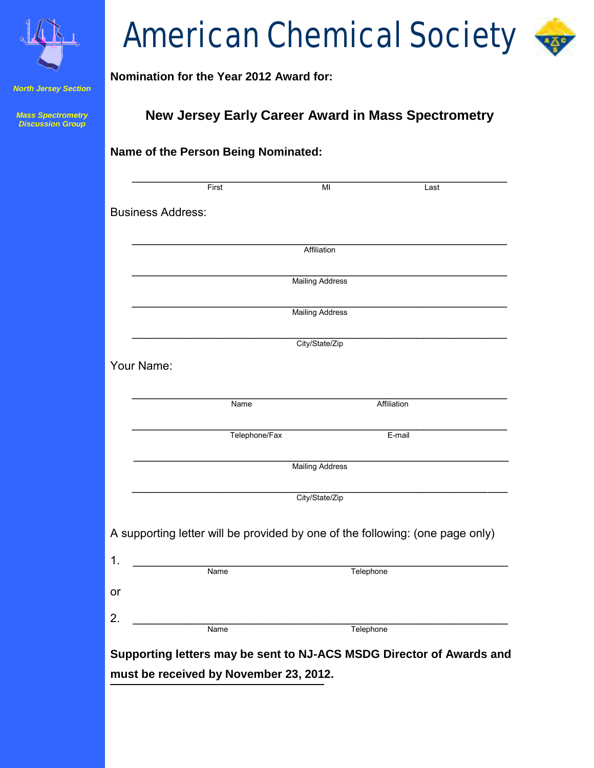# American Chemical Society

*North Jersey Section*

*Mass Spectrometry Discussion Group*

**Nomination for the Year 2012 Award for:**

## New Jersey Early Career Award in Mass Spectrometry

**Name of the Person Being Nominated:**

______________________________________________________________
First MI Last

Business Address:

______________________________________________________________
Affiliation

______________________________________________________________
Mailing Address

______________________________________________________________
Mailing Address

______________________________________________________________
City/State/Zip

Your Name:

______________________________________________________________
Name Affiliation

______________________________________________________________
Telephone/Fax E-mail

______________________________________________________________
Mailing Address

______________________________________________________________
City/State/Zip

A supporting letter will be provided by one of the following: (one page only)

1. ______________________________________________________________
Name Telephone

or

2. ______________________________________________________________
Name Telephone

**Supporting letters may be sent to NJ-ACS MSDG Director of Awards and must be received by November 23, 2012.**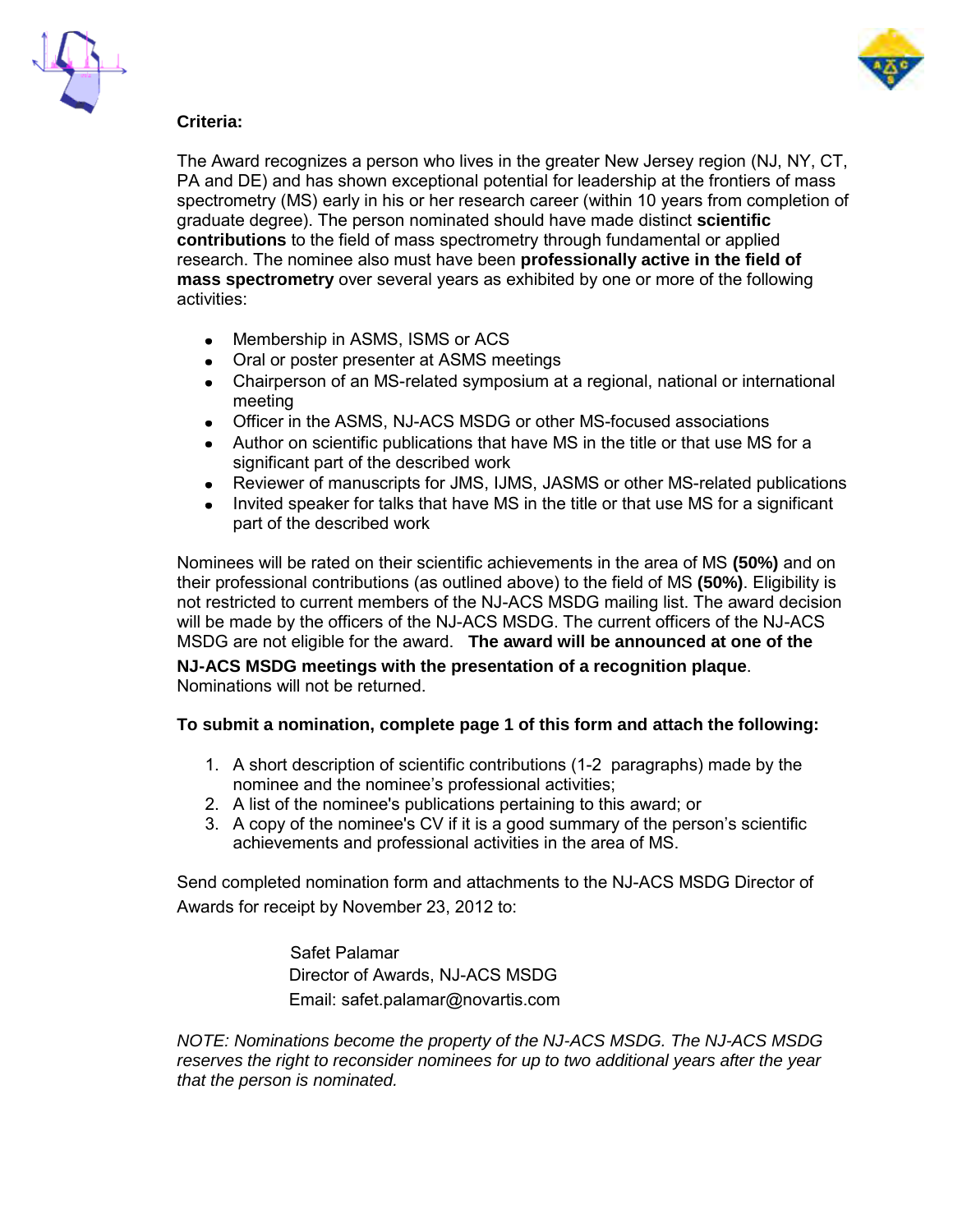**Criteria:**

The Award recognizes a person who lives in the greater New Jersey region (NJ, NY, CT, PA and DE) and has shown exceptional potential for leadership at the frontiers of mass spectrometry (MS) early in his or her research career (within 10 years from completion of graduate degree). The person nominated should have made distinct **scientific contributions** to the field of mass spectrometry through fundamental or applied research. The nominee also must have been **professionally active in the field of mass spectrometry** over several years as exhibited by one or more of the following activities:

- Membership in ASMS, ISMS or ACS
- Oral or poster presenter at ASMS meetings
- Chairperson of an MS-related symposium at a regional, national or international meeting
- Officer in the ASMS, NJ-ACS MSDG or other MS-focused associations
- Author on scientific publications that have MS in the title or that use MS for a significant part of the described work
- Reviewer of manuscripts for JMS, IJMS, JASMS or other MS-related publications
- Invited speaker for talks that have MS in the title or that use MS for a significant part of the described work

Nominees will be rated on their scientific achievements in the area of MS **(50%)** and on their professional contributions (as outlined above) to the field of MS **(50%)**. Eligibility is not restricted to current members of the NJ-ACS MSDG mailing list. The award decision will be made by the officers of the NJ-ACS MSDG. The current officers of the NJ-ACS MSDG are not eligible for the award. **The award will be announced at one of the NJ-ACS MSDG meetings with the presentation of a recognition plaque**. Nominations will not be returned.

**To submit a nomination, complete page 1 of this form and attach the following:**

1. A short description of scientific contributions (1-2 paragraphs) made by the nominee and the nominee's professional activities;
2. A list of the nominee's publications pertaining to this award; or
3. A copy of the nominee's CV if it is a good summary of the person's scientific achievements and professional activities in the area of MS.

Send completed nomination form and attachments to the NJ-ACS MSDG Director of Awards for receipt by November 23, 2012 to:

Safet Palamar
Director of Awards, NJ-ACS MSDG
Email: safet.palamar@novartis.com

*NOTE: Nominations become the property of the NJ-ACS MSDG. The NJ-ACS MSDG reserves the right to reconsider nominees for up to two additional years after the year that the person is nominated.*